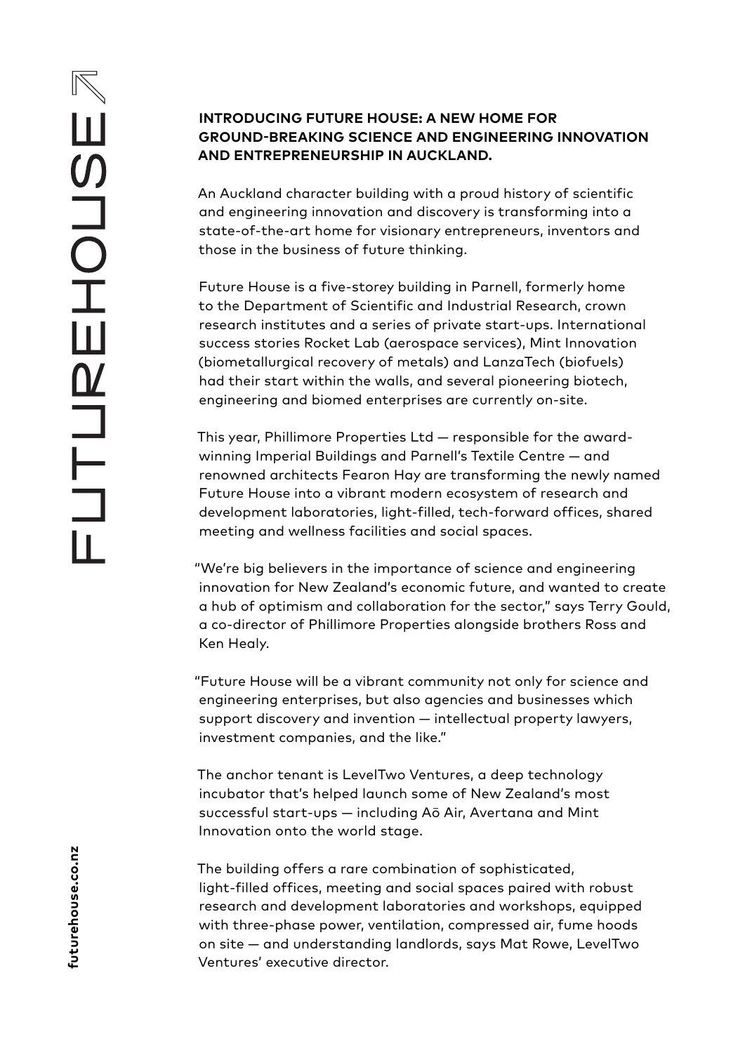# INTRODUCING FUTURE HOUSE: A NEW HOME FOR GROUND-BREAKING SCIENCE AND ENGINEERING INNOVATION AND ENTREPRENEURSHIP IN AUCKLAND.

An Auckland character building with a proud history of scientific and engineering innovation and discovery is transforming into a state-of-the-art home for visionary entrepreneurs, inventors and those in the business of future thinking.

Future House is a five-storey building in Parnell, formerly home to the Department of Scientific and Industrial Research, crown research institutes and a series of private start-ups. International success stories Rocket Lab (aerospace services), Mint Innovation (biometallurgical recovery of metals) and LanzaTech (biofuels) had their start within the walls, and several pioneering biotech, engineering and biomed enterprises are currently on-site.

This year, Phillimore Properties Ltd — responsible for the award-winning Imperial Buildings and Parnell's Textile Centre — and renowned architects Fearon Hay are transforming the newly named Future House into a vibrant modern ecosystem of research and development laboratories, light-filled, tech-forward offices, shared meeting and wellness facilities and social spaces.

"We're big believers in the importance of science and engineering innovation for New Zealand's economic future, and wanted to create a hub of optimism and collaboration for the sector," says Terry Gould, a co-director of Phillimore Properties alongside brothers Ross and Ken Healy.

"Future House will be a vibrant community not only for science and engineering enterprises, but also agencies and businesses which support discovery and invention — intellectual property lawyers, investment companies, and the like."

The anchor tenant is LevelTwo Ventures, a deep technology incubator that's helped launch some of New Zealand's most successful start-ups — including Aō Air, Avertana and Mint Innovation onto the world stage.

The building offers a rare combination of sophisticated, light-filled offices, meeting and social spaces paired with robust research and development laboratories and workshops, equipped with three-phase power, ventilation, compressed air, fume hoods on site — and understanding landlords, says Mat Rowe, LevelTwo Ventures' executive director.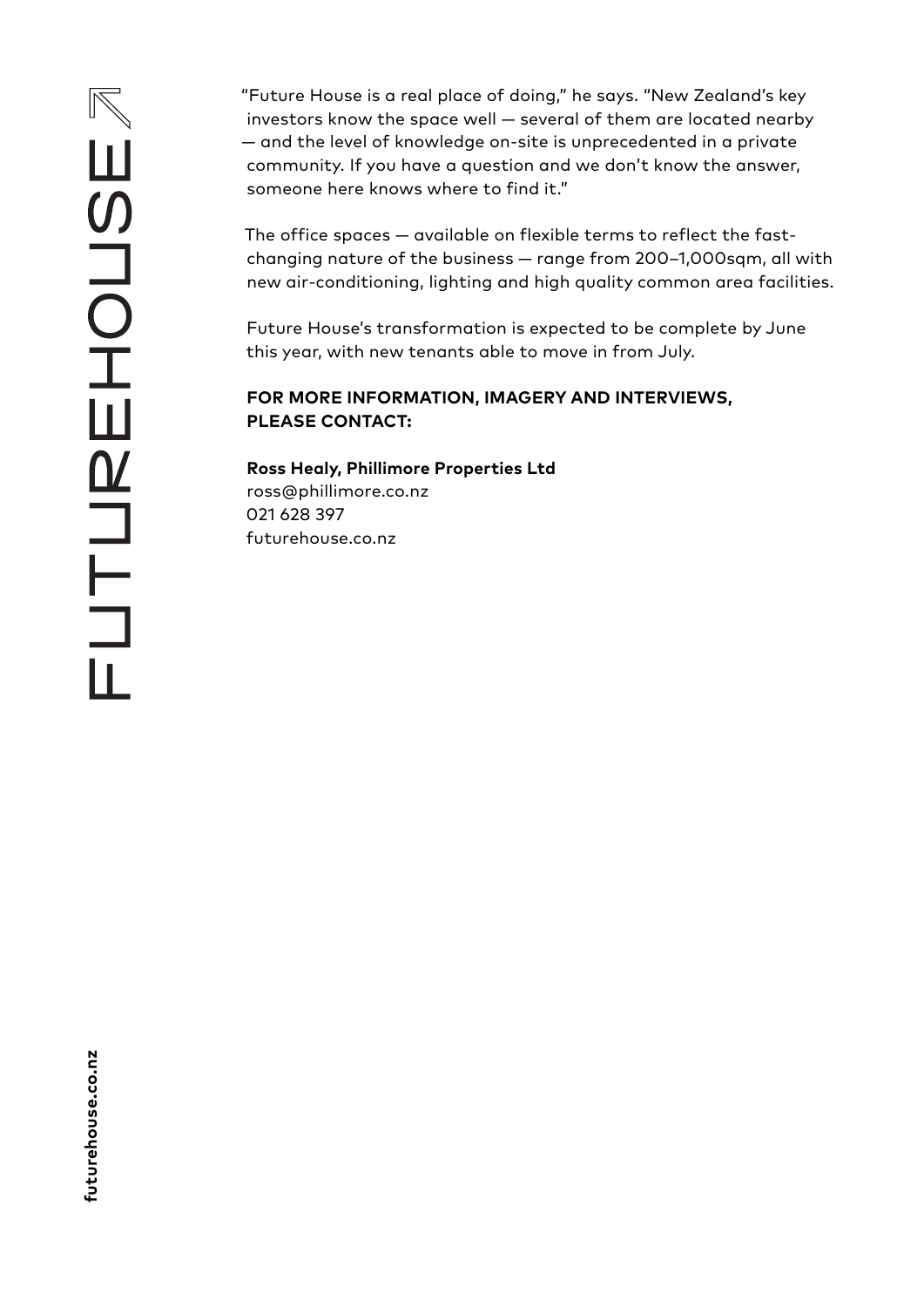"Future House is a real place of doing," he says. "New Zealand's key investors know the space well — several of them are located nearby — and the level of knowledge on-site is unprecedented in a private community. If you have a question and we don't know the answer, someone here knows where to find it."

The office spaces — available on flexible terms to reflect the fast-changing nature of the business — range from 200–1,000sqm, all with new air-conditioning, lighting and high quality common area facilities.

Future House's transformation is expected to be complete by June this year, with new tenants able to move in from July.

**FOR MORE INFORMATION, IMAGERY AND INTERVIEWS, PLEASE CONTACT:**

**Ross Healy, Phillimore Properties Ltd**
ross@phillimore.co.nz
021 628 397
futurehouse.co.nz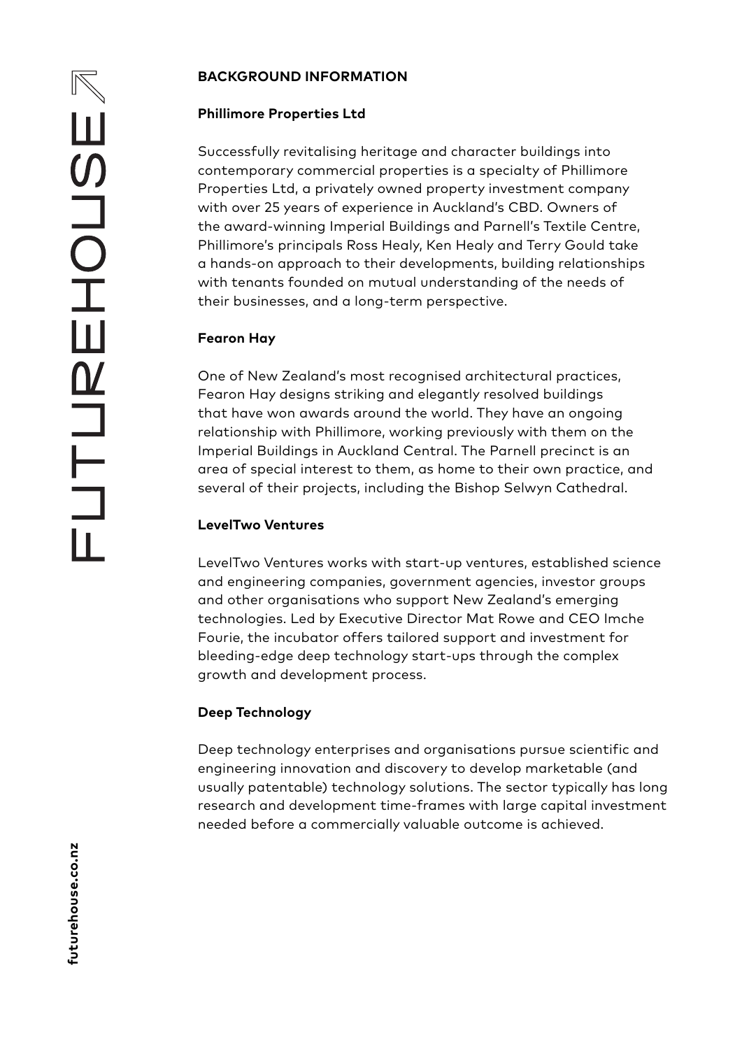## BACKGROUND INFORMATION

### Phillimore Properties Ltd

Successfully revitalising heritage and character buildings into contemporary commercial properties is a specialty of Phillimore Properties Ltd, a privately owned property investment company with over 25 years of experience in Auckland's CBD. Owners of the award-winning Imperial Buildings and Parnell's Textile Centre, Phillimore's principals Ross Healy, Ken Healy and Terry Gould take a hands-on approach to their developments, building relationships with tenants founded on mutual understanding of the needs of their businesses, and a long-term perspective.

### Fearon Hay

One of New Zealand's most recognised architectural practices, Fearon Hay designs striking and elegantly resolved buildings that have won awards around the world. They have an ongoing relationship with Phillimore, working previously with them on the Imperial Buildings in Auckland Central. The Parnell precinct is an area of special interest to them, as home to their own practice, and several of their projects, including the Bishop Selwyn Cathedral.

### LevelTwo Ventures

LevelTwo Ventures works with start-up ventures, established science and engineering companies, government agencies, investor groups and other organisations who support New Zealand's emerging technologies. Led by Executive Director Mat Rowe and CEO Imche Fourie, the incubator offers tailored support and investment for bleeding-edge deep technology start-ups through the complex growth and development process.

### Deep Technology

Deep technology enterprises and organisations pursue scientific and engineering innovation and discovery to develop marketable (and usually patentable) technology solutions. The sector typically has long research and development time-frames with large capital investment needed before a commercially valuable outcome is achieved.